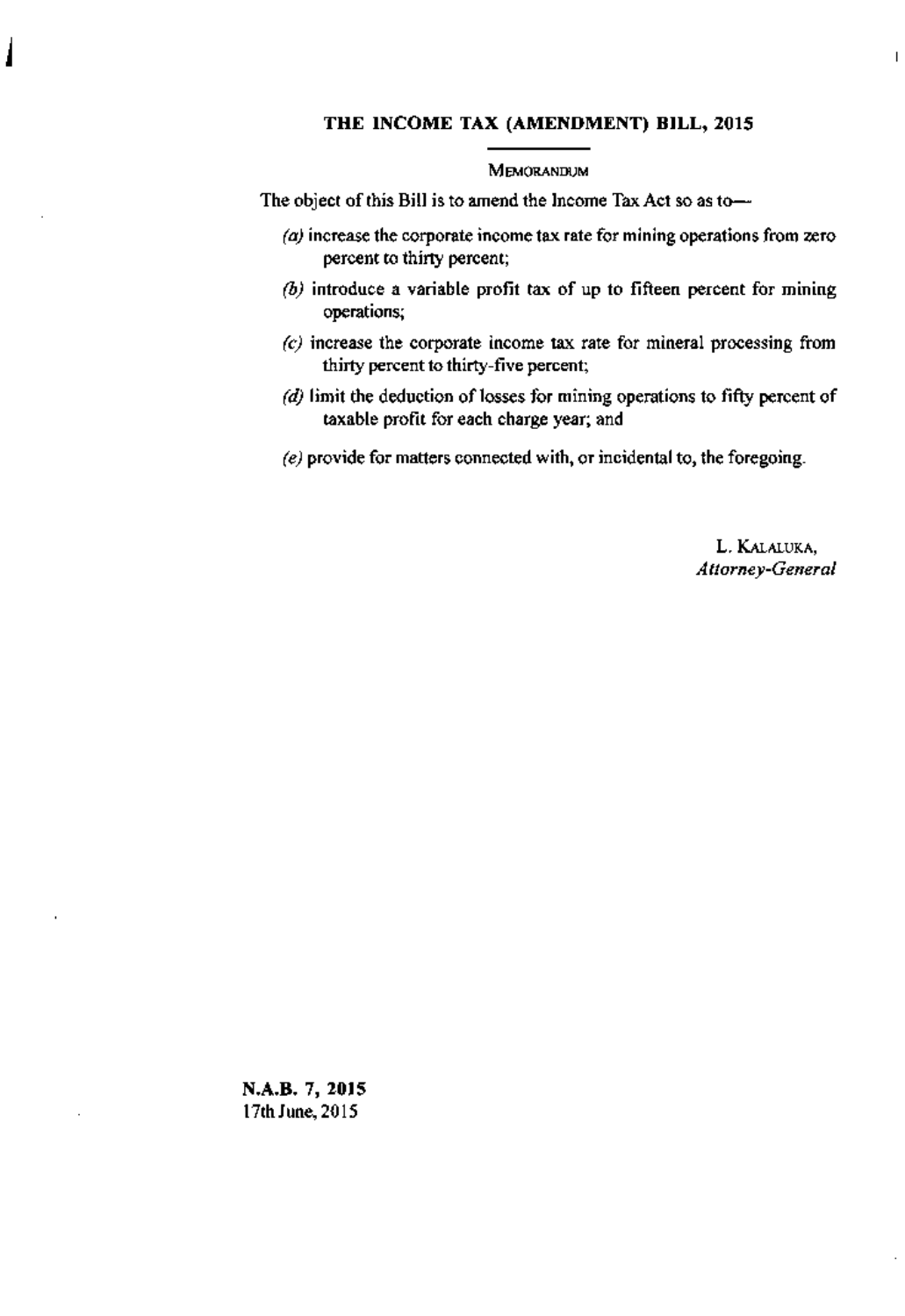# THE INCOME TAX (AMENDMENT) BILL, 2015

## MEMORANDUM

The object of this Bill is to amend the Income Tax Act so as to—

*(a)* increase the corporate income tax rate for mining operations from zero percent to thirty percent;

*(b)* introduce a variable profit tax of up to fifteen percent for mining operations;

*(c)* increase the corporate income tax rate for mineral processing from thirty percent to thirty-five percent;

*(d)* limit the deduction of losses for mining operations to fifty percent of taxable profit for each charge year; and

*(e)* provide for matters connected with, or incidental to, the foregoing.

L. KALALUKA,
*Attorney-General*

**N.A.B. 7, 2015**
17th June, 2015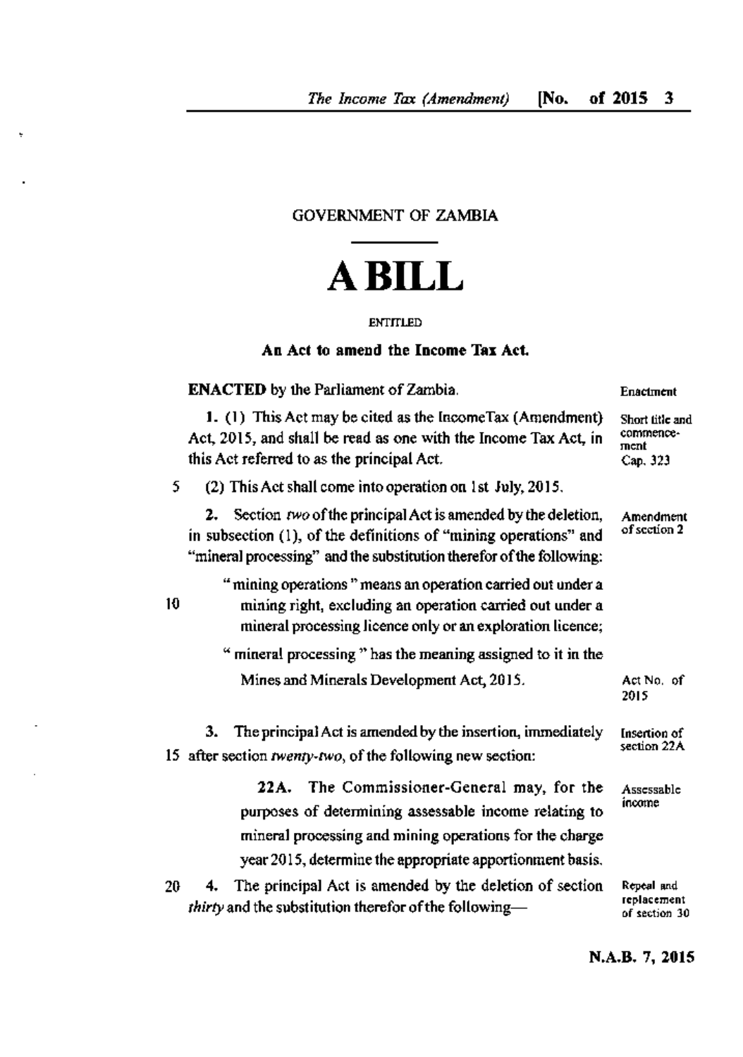GOVERNMENT OF ZAMBIA

# A BILL

ENTITLED

**An Act to amend the Income Tax Act.**

**ENACTED** by the Parliament of Zambia. — Enactment

**1.** (1) This Act may be cited as the IncomeTax (Amendment) Act, 2015, and shall be read as one with the Income Tax Act, in this Act referred to as the principal Act. — Short title and commencement Cap. 323

(2) This Act shall come into operation on 1st July, 2015.

**2.** Section *two* of the principal Act is amended by the deletion, in subsection (1), of the definitions of "mining operations" and "mineral processing" and the substitution therefor of the following: — Amendment of section 2

> "mining operations" means an operation carried out under a mining right, excluding an operation carried out under a mineral processing licence only or an exploration licence;
>
> "mineral processing" has the meaning assigned to it in the Mines and Minerals Development Act, 2015. — Act No. of 2015

**3.** The principal Act is amended by the insertion, immediately after section *twenty-two*, of the following new section: — Insertion of section 22A

> **22A.** The Commissioner-General may, for the purposes of determining assessable income relating to mineral processing and mining operations for the charge year 2015, determine the appropriate apportionment basis. — Assessable income

**4.** The principal Act is amended by the deletion of section *thirty* and the substitution therefor of the following— — Repeal and replacement of section 30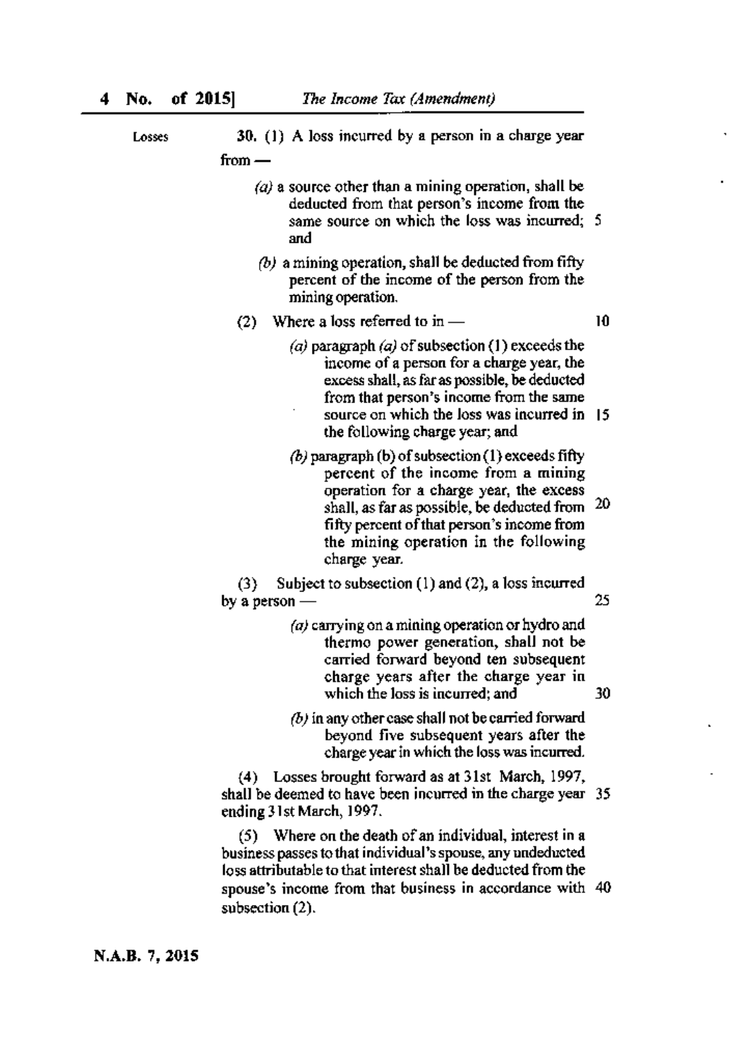Losses

**30.** (1) A loss incurred by a person in a charge year from —

*(a)* a source other than a mining operation, shall be deducted from that person's income from the same source on which the loss was incurred; and

*(b)* a mining operation, shall be deducted from fifty percent of the income of the person from the mining operation.

(2) Where a loss referred to in —

*(a)* paragraph *(a)* of subsection (1) exceeds the income of a person for a charge year, the excess shall, as far as possible, be deducted from that person's income from the same source on which the loss was incurred in the following charge year; and

*(b)* paragraph (b) of subsection (1) exceeds fifty percent of the income from a mining operation for a charge year, the excess shall, as far as possible, be deducted from fifty percent of that person's income from the mining operation in the following charge year.

(3) Subject to subsection (1) and (2), a loss incurred by a person —

*(a)* carrying on a mining operation or hydro and thermo power generation, shall not be carried forward beyond ten subsequent charge years after the charge year in which the loss is incurred; and

*(b)* in any other case shall not be carried forward beyond five subsequent years after the charge year in which the loss was incurred.

(4) Losses brought forward as at 31st March, 1997, shall be deemed to have been incurred in the charge year ending 31st March, 1997.

(5) Where on the death of an individual, interest in a business passes to that individual's spouse, any undeducted loss attributable to that interest shall be deducted from the spouse's income from that business in accordance with subsection (2).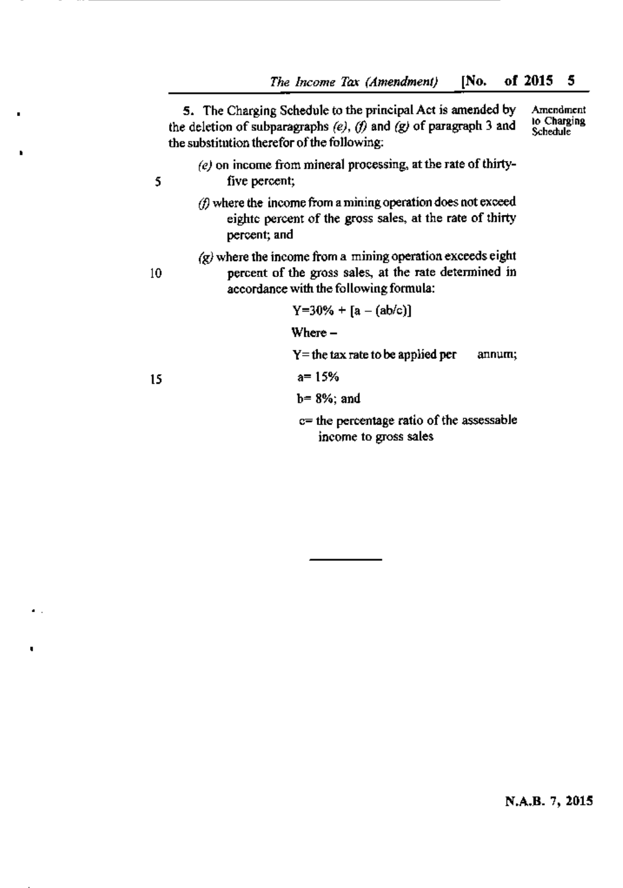**5.** The Charging Schedule to the principal Act is amended by the deletion of subparagraphs *(e)*, *(f)* and *(g)* of paragraph 3 and the substitution therefor of the following:

*Amendment to Charging Schedule*

*(e)* on income from mineral processing, at the rate of thirty-five percent;

*(f)* where the income from a mining operation does not exceed eighte percent of the gross sales, at the rate of thirty percent; and

*(g)* where the income from a mining operation exceeds eight percent of the gross sales, at the rate determined in accordance with the following formula:

$$Y = 30\% + [a - (ab/c)]$$

Where –

Y = the tax rate to be applied per annum;

a = 15%

b = 8%; and

c = the percentage ratio of the assessable income to gross sales

N.A.B. 7, 2015